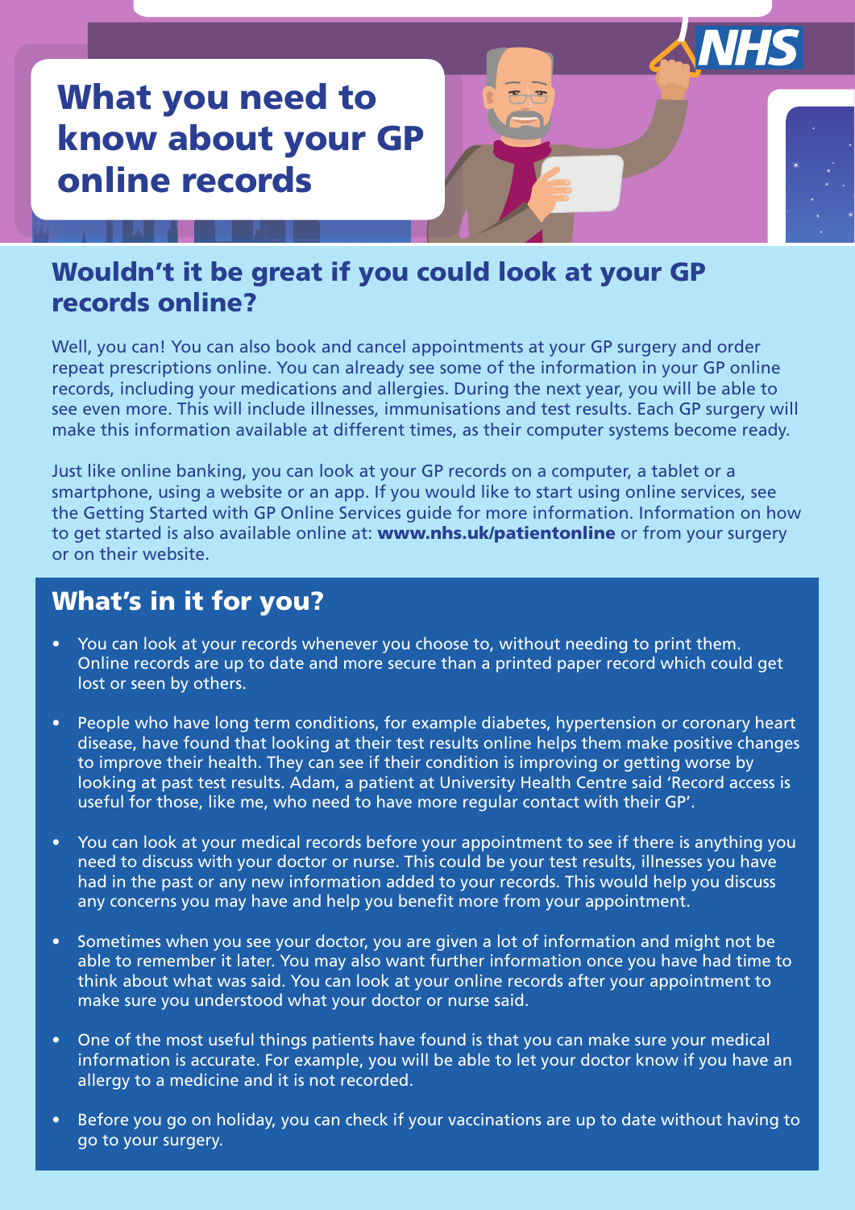# What you need to know about your GP online records

## Wouldn't it be great if you could look at your GP records online?

Well, you can! You can also book and cancel appointments at your GP surgery and order repeat prescriptions online. You can already see some of the information in your GP online records, including your medications and allergies. During the next year, you will be able to see even more. This will include illnesses, immunisations and test results. Each GP surgery will make this information available at different times, as their computer systems become ready.

Just like online banking, you can look at your GP records on a computer, a tablet or a smartphone, using a website or an app. If you would like to start using online services, see the Getting Started with GP Online Services guide for more information. Information on how to get started is also available online at: **www.nhs.uk/patientonline** or from your surgery or on their website.

## What's in it for you?

- You can look at your records whenever you choose to, without needing to print them. Online records are up to date and more secure than a printed paper record which could get lost or seen by others.
- People who have long term conditions, for example diabetes, hypertension or coronary heart disease, have found that looking at their test results online helps them make positive changes to improve their health. They can see if their condition is improving or getting worse by looking at past test results. Adam, a patient at University Health Centre said 'Record access is useful for those, like me, who need to have more regular contact with their GP'.
- You can look at your medical records before your appointment to see if there is anything you need to discuss with your doctor or nurse. This could be your test results, illnesses you have had in the past or any new information added to your records. This would help you discuss any concerns you may have and help you benefit more from your appointment.
- Sometimes when you see your doctor, you are given a lot of information and might not be able to remember it later. You may also want further information once you have had time to think about what was said. You can look at your online records after your appointment to make sure you understood what your doctor or nurse said.
- One of the most useful things patients have found is that you can make sure your medical information is accurate. For example, you will be able to let your doctor know if you have an allergy to a medicine and it is not recorded.
- Before you go on holiday, you can check if your vaccinations are up to date without having to go to your surgery.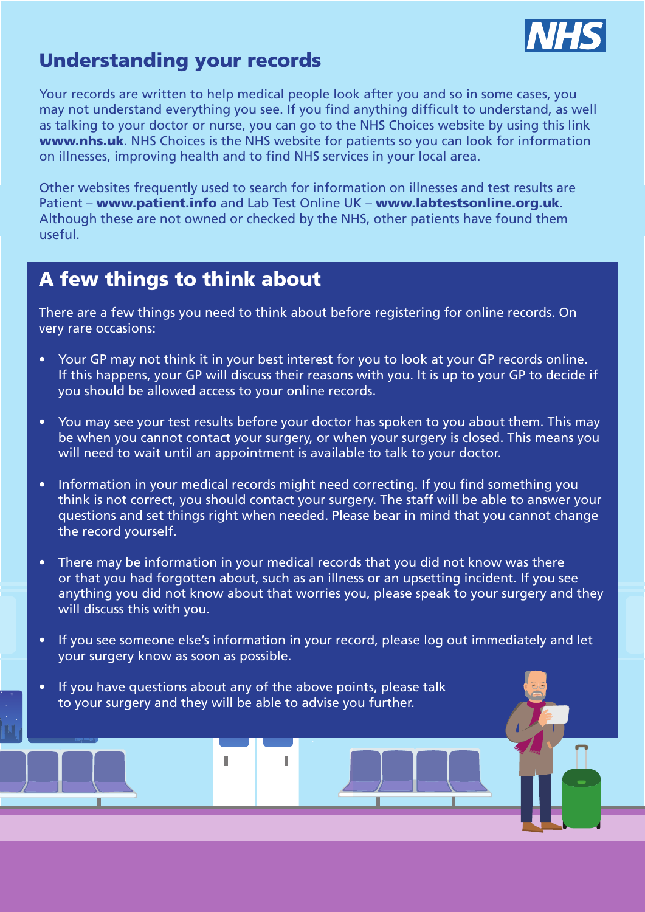NHS

## Understanding your records

Your records are written to help medical people look after you and so in some cases, you may not understand everything you see. If you find anything difficult to understand, as well as talking to your doctor or nurse, you can go to the NHS Choices website by using this link **www.nhs.uk**. NHS Choices is the NHS website for patients so you can look for information on illnesses, improving health and to find NHS services in your local area.

Other websites frequently used to search for information on illnesses and test results are Patient – **www.patient.info** and Lab Test Online UK – **www.labtestsonline.org.uk**. Although these are not owned or checked by the NHS, other patients have found them useful.

## A few things to think about

There are a few things you need to think about before registering for online records. On very rare occasions:

- Your GP may not think it in your best interest for you to look at your GP records online. If this happens, your GP will discuss their reasons with you. It is up to your GP to decide if you should be allowed access to your online records.
- You may see your test results before your doctor has spoken to you about them. This may be when you cannot contact your surgery, or when your surgery is closed. This means you will need to wait until an appointment is available to talk to your doctor.
- Information in your medical records might need correcting. If you find something you think is not correct, you should contact your surgery. The staff will be able to answer your questions and set things right when needed. Please bear in mind that you cannot change the record yourself.
- There may be information in your medical records that you did not know was there or that you had forgotten about, such as an illness or an upsetting incident. If you see anything you did not know about that worries you, please speak to your surgery and they will discuss this with you.
- If you see someone else's information in your record, please log out immediately and let your surgery know as soon as possible.
- If you have questions about any of the above points, please talk to your surgery and they will be able to advise you further.